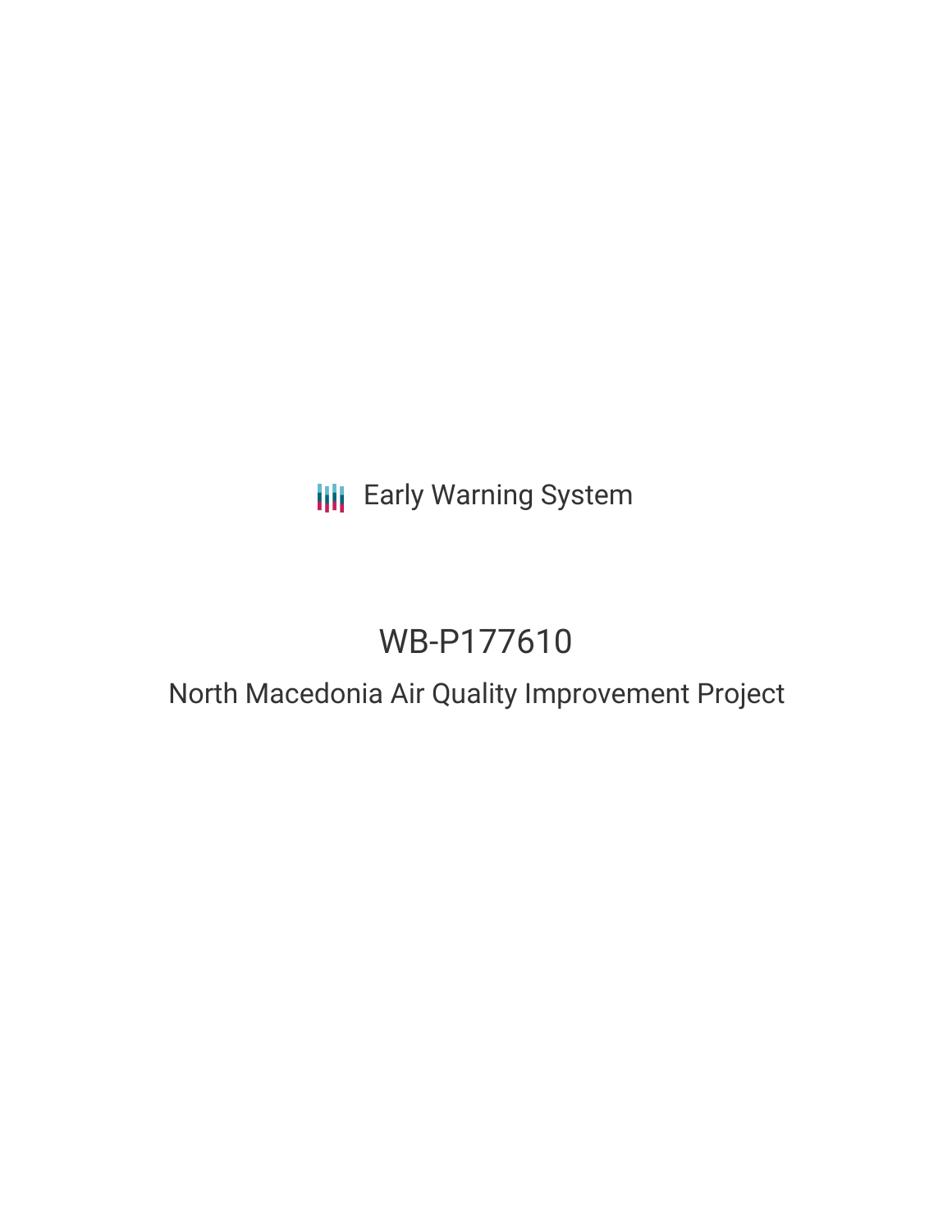Early Warning System

# WB-P177610

## North Macedonia Air Quality Improvement Project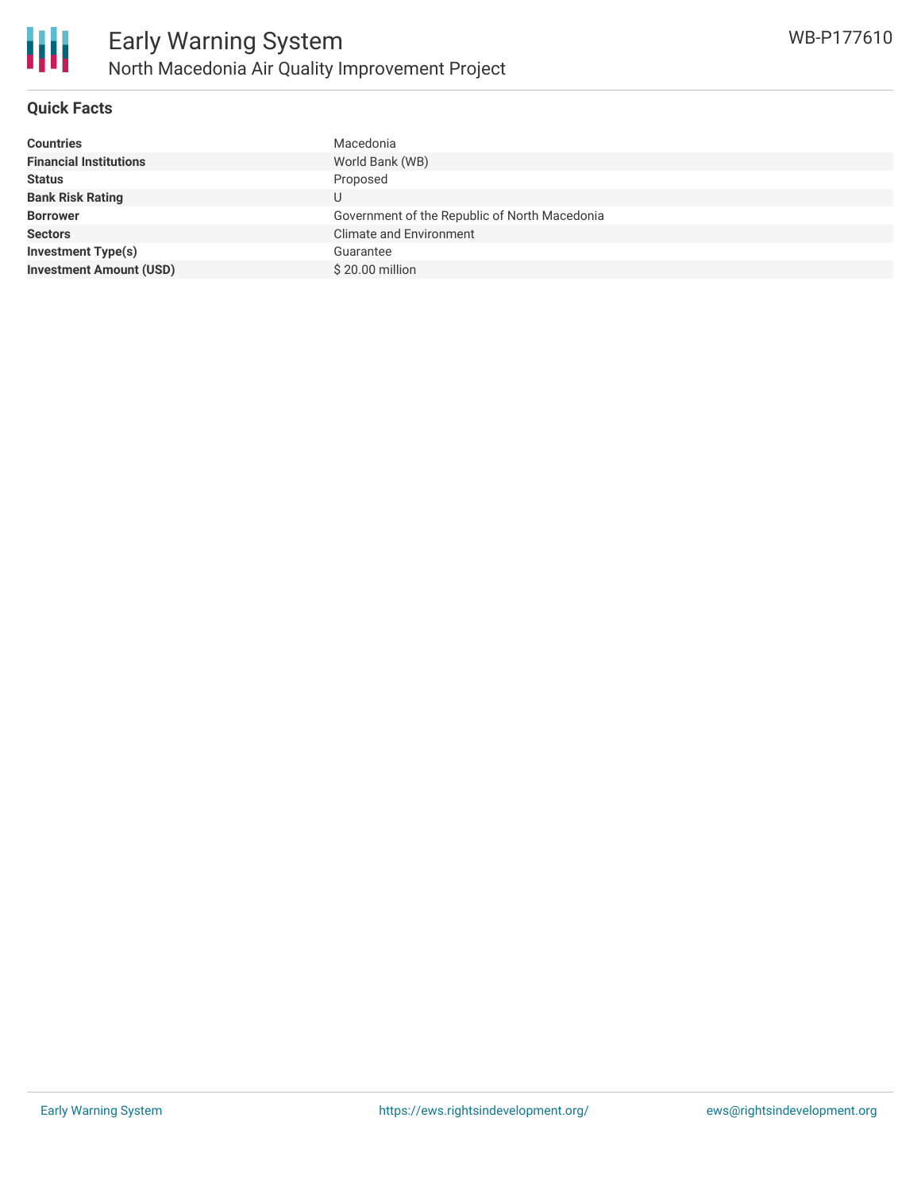## Quick Facts

| | |
|---|---|
| **Countries** | Macedonia |
| **Financial Institutions** | World Bank (WB) |
| **Status** | Proposed |
| **Bank Risk Rating** | U |
| **Borrower** | Government of the Republic of North Macedonia |
| **Sectors** | Climate and Environment |
| **Investment Type(s)** | Guarantee |
| **Investment Amount (USD)** | $ 20.00 million |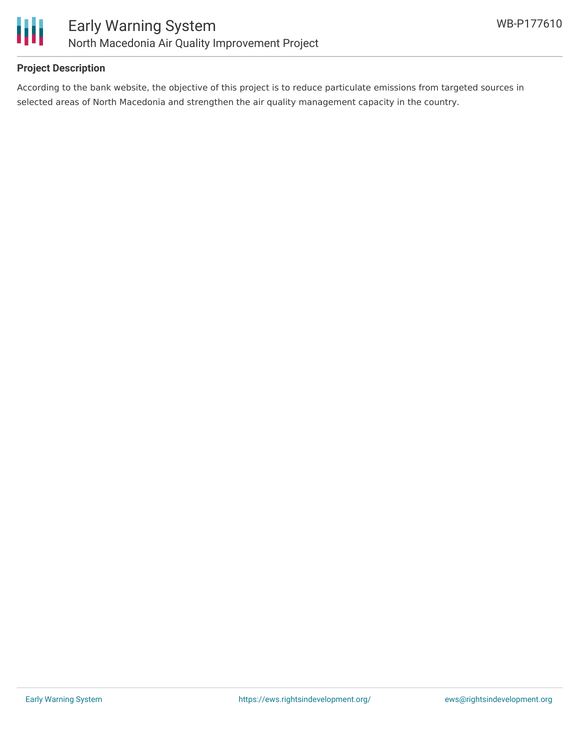## Project Description

According to the bank website, the objective of this project is to reduce particulate emissions from targeted sources in selected areas of North Macedonia and strengthen the air quality management capacity in the country.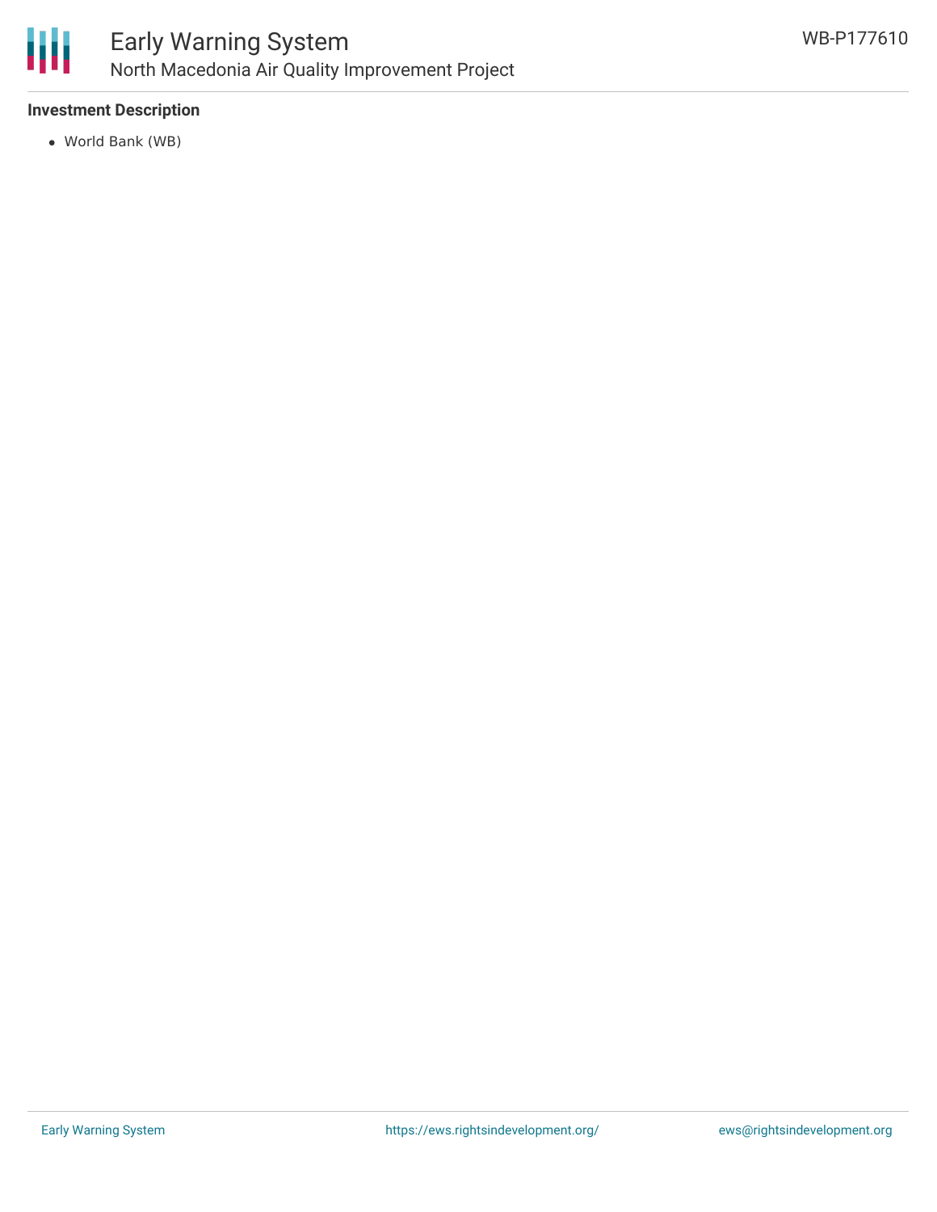**Investment Description**

- World Bank (WB)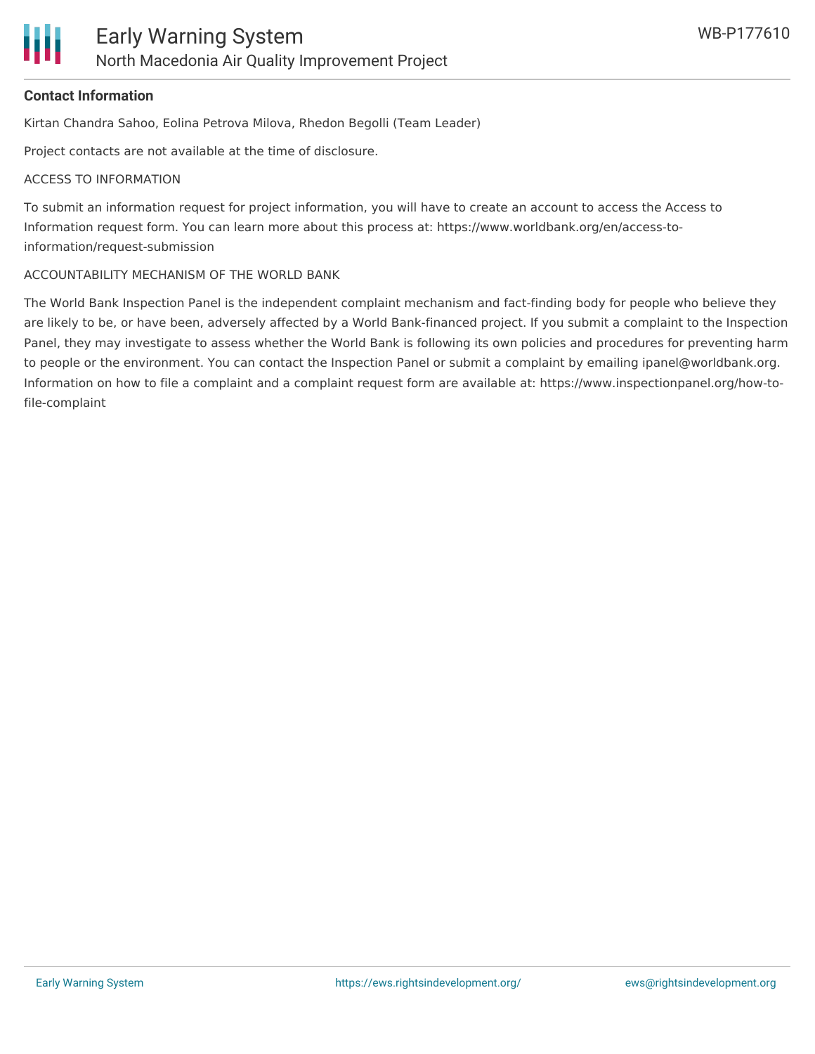## Contact Information

Kirtan Chandra Sahoo, Eolina Petrova Milova, Rhedon Begolli (Team Leader)

Project contacts are not available at the time of disclosure.

ACCESS TO INFORMATION

To submit an information request for project information, you will have to create an account to access the Access to Information request form. You can learn more about this process at: https://www.worldbank.org/en/access-to-information/request-submission

ACCOUNTABILITY MECHANISM OF THE WORLD BANK

The World Bank Inspection Panel is the independent complaint mechanism and fact-finding body for people who believe they are likely to be, or have been, adversely affected by a World Bank-financed project. If you submit a complaint to the Inspection Panel, they may investigate to assess whether the World Bank is following its own policies and procedures for preventing harm to people or the environment. You can contact the Inspection Panel or submit a complaint by emailing ipanel@worldbank.org. Information on how to file a complaint and a complaint request form are available at: https://www.inspectionpanel.org/how-to-file-complaint